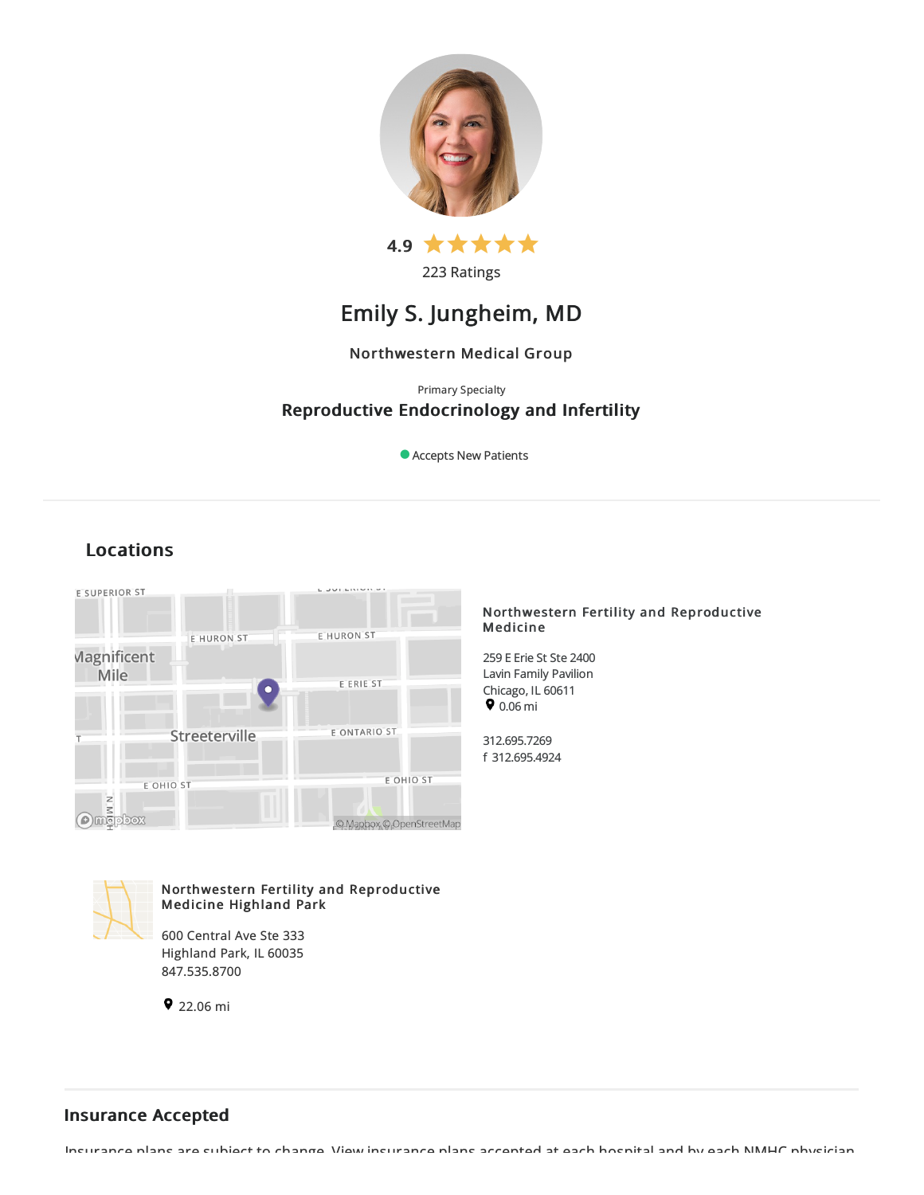4.9

223 Ratings

# Emily S. Jungheim, MD

Northwestern Medical Group

Primary Specialty

**Reproductive Endocrinology and Infertility**

Accepts New Patients

## Locations

**Northwestern Fertility and Reproductive Medicine**

259 E Erie St Ste 2400
Lavin Family Pavilion
Chicago, IL 60611
0.06 mi

312.695.7269
f 312.695.4924

**Northwestern Fertility and Reproductive Medicine Highland Park**

600 Central Ave Ste 333
Highland Park, IL 60035
847.535.8700

22.06 mi

## Insurance Accepted

Insurance plans are subject to change. View insurance plans accepted at each hospital and by each NMHC physician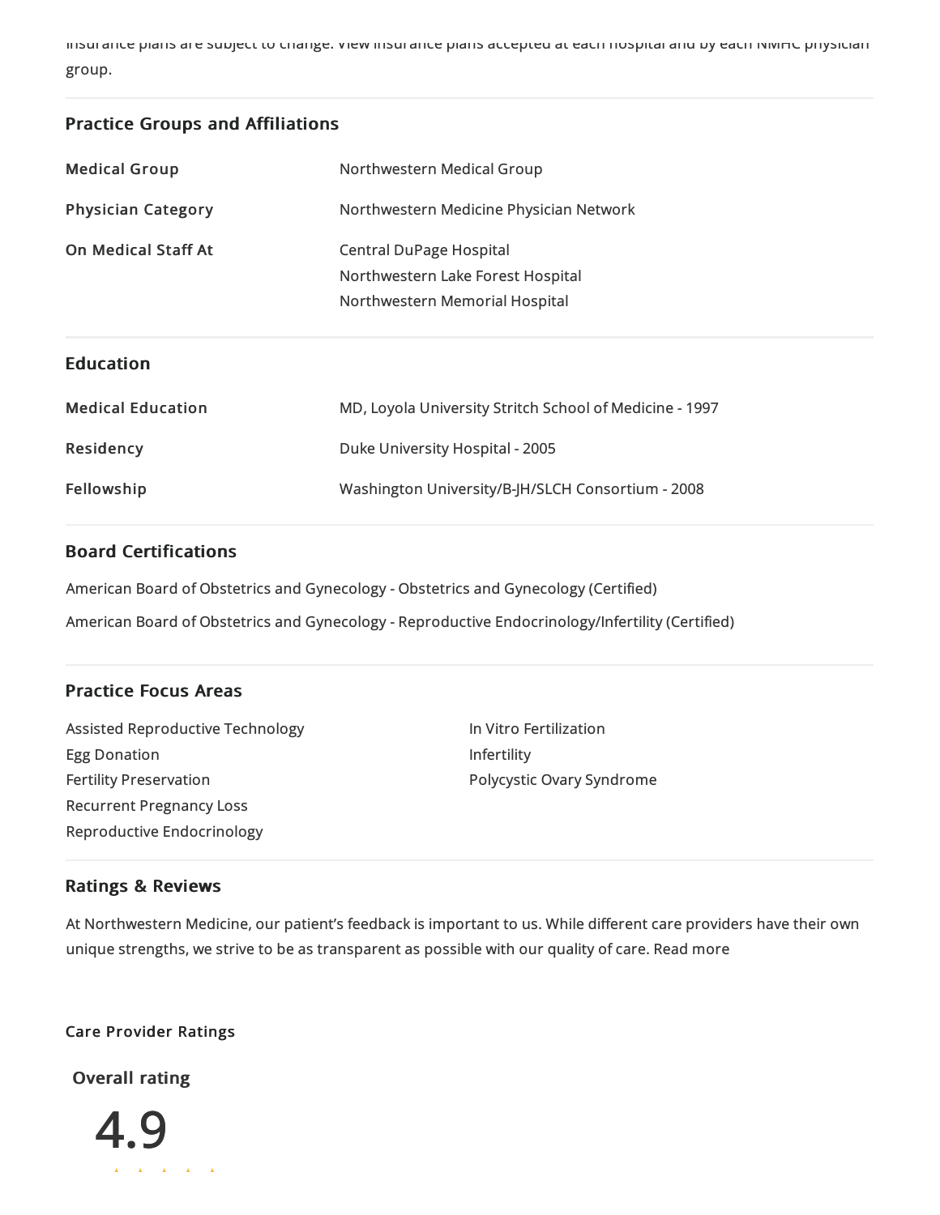Insurance plans are subject to change. View insurance plans accepted at each hospital and by each NMHC physician group.

## Practice Groups and Affiliations

| | |
|---|---|
| **Medical Group** | Northwestern Medical Group |
| **Physician Category** | Northwestern Medicine Physician Network |
| **On Medical Staff At** | Central DuPage Hospital<br>Northwestern Lake Forest Hospital<br>Northwestern Memorial Hospital |

## Education

| | |
|---|---|
| **Medical Education** | MD, Loyola University Stritch School of Medicine - 1997 |
| **Residency** | Duke University Hospital - 2005 |
| **Fellowship** | Washington University/B-JH/SLCH Consortium - 2008 |

## Board Certifications

American Board of Obstetrics and Gynecology - Obstetrics and Gynecology (Certified)

American Board of Obstetrics and Gynecology - Reproductive Endocrinology/Infertility (Certified)

## Practice Focus Areas

- Assisted Reproductive Technology
- Egg Donation
- Fertility Preservation
- Recurrent Pregnancy Loss
- Reproductive Endocrinology
- In Vitro Fertilization
- Infertility
- Polycystic Ovary Syndrome

## Ratings & Reviews

At Northwestern Medicine, our patient's feedback is important to us. While different care providers have their own unique strengths, we strive to be as transparent as possible with our quality of care. Read more

**Care Provider Ratings**

**Overall rating**

4.9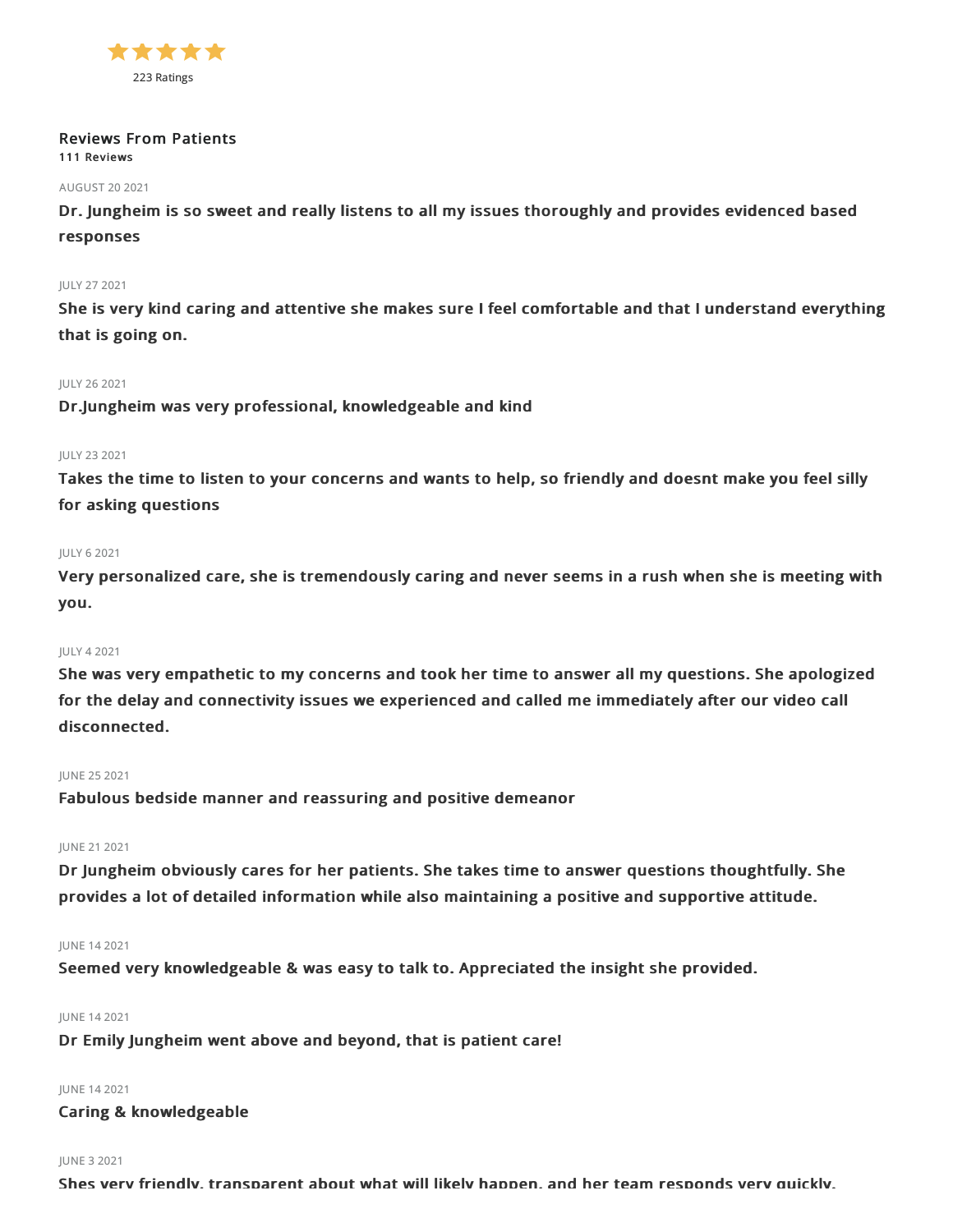★★★★★

223 Ratings

### Reviews From Patients

**111 Reviews**

AUGUST 20 2021

**Dr. Jungheim is so sweet and really listens to all my issues thoroughly and provides evidenced based responses**

JULY 27 2021

**She is very kind caring and attentive she makes sure I feel comfortable and that I understand everything that is going on.**

JULY 26 2021

**Dr.Jungheim was very professional, knowledgeable and kind**

JULY 23 2021

**Takes the time to listen to your concerns and wants to help, so friendly and doesnt make you feel silly for asking questions**

JULY 6 2021

**Very personalized care, she is tremendously caring and never seems in a rush when she is meeting with you.**

JULY 4 2021

**She was very empathetic to my concerns and took her time to answer all my questions. She apologized for the delay and connectivity issues we experienced and called me immediately after our video call disconnected.**

JUNE 25 2021

**Fabulous bedside manner and reassuring and positive demeanor**

JUNE 21 2021

**Dr Jungheim obviously cares for her patients. She takes time to answer questions thoughtfully. She provides a lot of detailed information while also maintaining a positive and supportive attitude.**

JUNE 14 2021

**Seemed very knowledgeable & was easy to talk to. Appreciated the insight she provided.**

JUNE 14 2021

**Dr Emily Jungheim went above and beyond, that is patient care!**

JUNE 14 2021

**Caring & knowledgeable**

JUNE 3 2021

**Shes very friendly, transparent about what will likely happen, and her team responds very quickly.**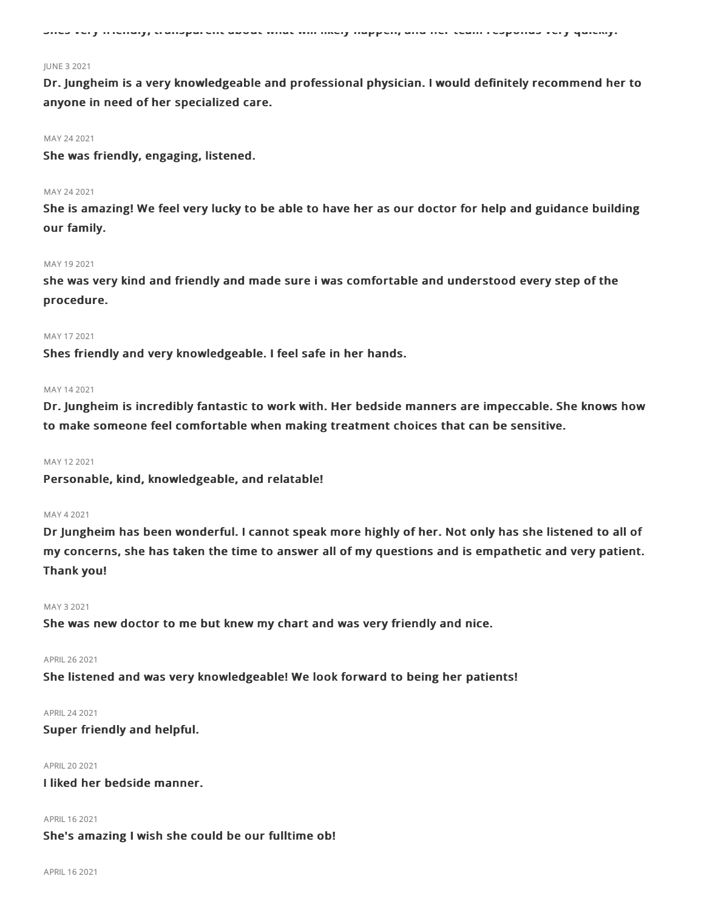Shes very friendly, transparent about what will likely happen, and her team responds very quickly.

JUNE 3 2021

**Dr. Jungheim is a very knowledgeable and professional physician. I would definitely recommend her to anyone in need of her specialized care.**

MAY 24 2021

**She was friendly, engaging, listened.**

MAY 24 2021

**She is amazing! We feel very lucky to be able to have her as our doctor for help and guidance building our family.**

MAY 19 2021

**she was very kind and friendly and made sure i was comfortable and understood every step of the procedure.**

MAY 17 2021

**Shes friendly and very knowledgeable. I feel safe in her hands.**

MAY 14 2021

**Dr. Jungheim is incredibly fantastic to work with. Her bedside manners are impeccable. She knows how to make someone feel comfortable when making treatment choices that can be sensitive.**

MAY 12 2021

**Personable, kind, knowledgeable, and relatable!**

MAY 4 2021

**Dr Jungheim has been wonderful. I cannot speak more highly of her. Not only has she listened to all of my concerns, she has taken the time to answer all of my questions and is empathetic and very patient. Thank you!**

MAY 3 2021

**She was new doctor to me but knew my chart and was very friendly and nice.**

APRIL 26 2021

**She listened and was very knowledgeable! We look forward to being her patients!**

APRIL 24 2021

**Super friendly and helpful.**

APRIL 20 2021

**I liked her bedside manner.**

APRIL 16 2021

**She's amazing I wish she could be our fulltime ob!**

APRIL 16 2021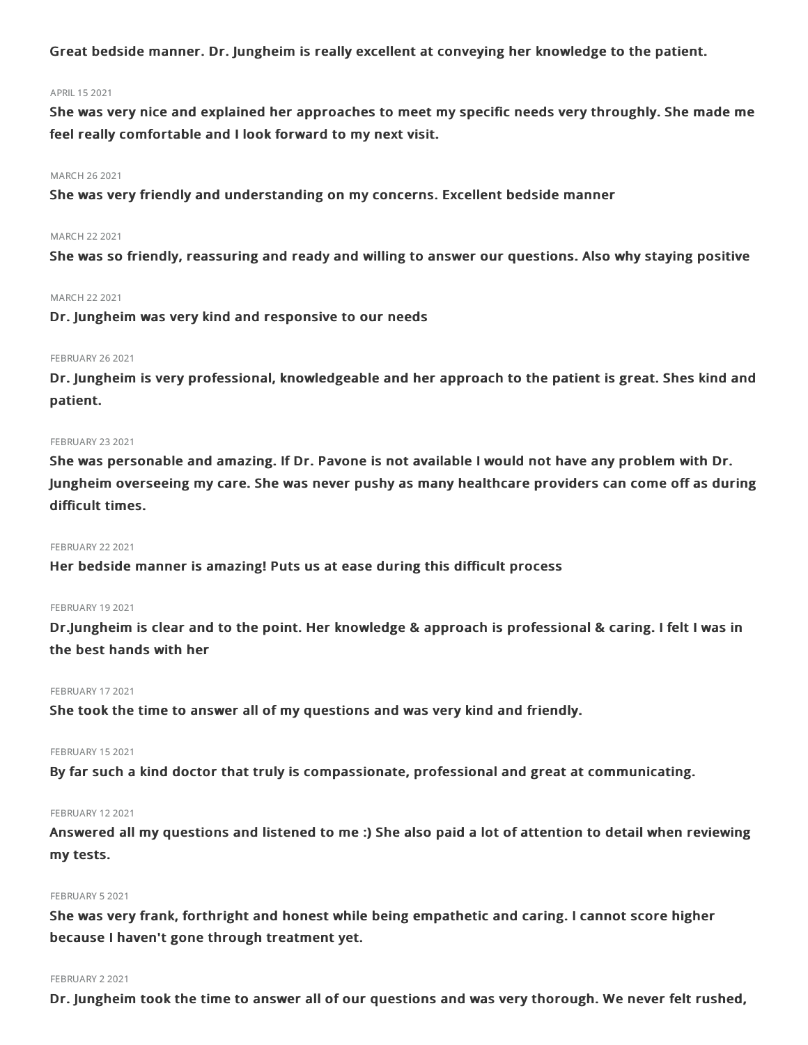**Great bedside manner. Dr. Jungheim is really excellent at conveying her knowledge to the patient.**

APRIL 15 2021

**She was very nice and explained her approaches to meet my specific needs very throughly. She made me feel really comfortable and I look forward to my next visit.**

MARCH 26 2021

**She was very friendly and understanding on my concerns. Excellent bedside manner**

MARCH 22 2021

**She was so friendly, reassuring and ready and willing to answer our questions. Also why staying positive**

MARCH 22 2021

**Dr. Jungheim was very kind and responsive to our needs**

FEBRUARY 26 2021

**Dr. Jungheim is very professional, knowledgeable and her approach to the patient is great. Shes kind and patient.**

FEBRUARY 23 2021

**She was personable and amazing. If Dr. Pavone is not available I would not have any problem with Dr. Jungheim overseeing my care. She was never pushy as many healthcare providers can come off as during difficult times.**

FEBRUARY 22 2021

**Her bedside manner is amazing! Puts us at ease during this difficult process**

FEBRUARY 19 2021

**Dr.Jungheim is clear and to the point. Her knowledge & approach is professional & caring. I felt I was in the best hands with her**

FEBRUARY 17 2021

**She took the time to answer all of my questions and was very kind and friendly.**

FEBRUARY 15 2021

**By far such a kind doctor that truly is compassionate, professional and great at communicating.**

FEBRUARY 12 2021

**Answered all my questions and listened to me :) She also paid a lot of attention to detail when reviewing my tests.**

FEBRUARY 5 2021

**She was very frank, forthright and honest while being empathetic and caring. I cannot score higher because I haven't gone through treatment yet.**

FEBRUARY 2 2021

**Dr. Jungheim took the time to answer all of our questions and was very thorough. We never felt rushed,**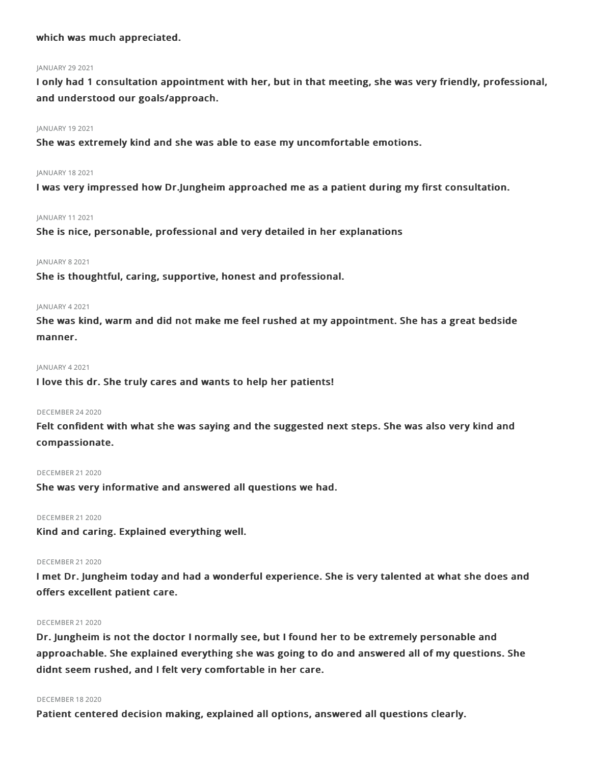**which was much appreciated.**

JANUARY 29 2021

**I only had 1 consultation appointment with her, but in that meeting, she was very friendly, professional, and understood our goals/approach.**

JANUARY 19 2021

**She was extremely kind and she was able to ease my uncomfortable emotions.**

JANUARY 18 2021

**I was very impressed how Dr.Jungheim approached me as a patient during my first consultation.**

JANUARY 11 2021

**She is nice, personable, professional and very detailed in her explanations**

JANUARY 8 2021

**She is thoughtful, caring, supportive, honest and professional.**

JANUARY 4 2021

**She was kind, warm and did not make me feel rushed at my appointment. She has a great bedside manner.**

JANUARY 4 2021

**I love this dr. She truly cares and wants to help her patients!**

DECEMBER 24 2020

**Felt confident with what she was saying and the suggested next steps. She was also very kind and compassionate.**

DECEMBER 21 2020

**She was very informative and answered all questions we had.**

DECEMBER 21 2020

**Kind and caring. Explained everything well.**

DECEMBER 21 2020

**I met Dr. Jungheim today and had a wonderful experience. She is very talented at what she does and offers excellent patient care.**

DECEMBER 21 2020

**Dr. Jungheim is not the doctor I normally see, but I found her to be extremely personable and approachable. She explained everything she was going to do and answered all of my questions. She didnt seem rushed, and I felt very comfortable in her care.**

DECEMBER 18 2020

**Patient centered decision making, explained all options, answered all questions clearly.**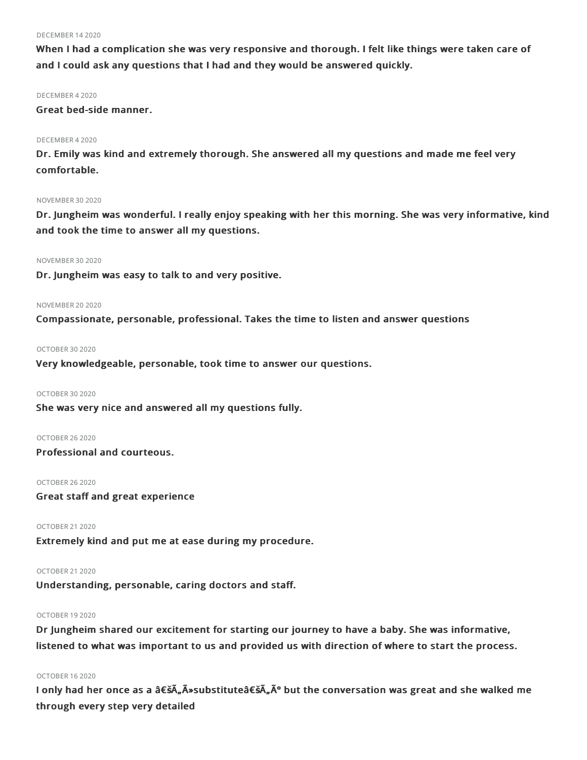DECEMBER 14 2020

**When I had a complication she was very responsive and thorough. I felt like things were taken care of and I could ask any questions that I had and they would be answered quickly.**

DECEMBER 4 2020

**Great bed-side manner.**

DECEMBER 4 2020

**Dr. Emily was kind and extremely thorough. She answered all my questions and made me feel very comfortable.**

NOVEMBER 30 2020

**Dr. Jungheim was wonderful. I really enjoy speaking with her this morning. She was very informative, kind and took the time to answer all my questions.**

NOVEMBER 30 2020

**Dr. Jungheim was easy to talk to and very positive.**

NOVEMBER 20 2020

**Compassionate, personable, professional. Takes the time to listen and answer questions**

OCTOBER 30 2020

**Very knowledgeable, personable, took time to answer our questions.**

OCTOBER 30 2020

**She was very nice and answered all my questions fully.**

OCTOBER 26 2020

**Professional and courteous.**

OCTOBER 26 2020

**Great staff and great experience**

OCTOBER 21 2020

**Extremely kind and put me at ease during my procedure.**

OCTOBER 21 2020

**Understanding, personable, caring doctors and staff.**

OCTOBER 19 2020

**Dr Jungheim shared our excitement for starting our journey to have a baby. She was informative, listened to what was important to us and provided us with direction of where to start the process.**

OCTOBER 16 2020

**I only had her once as a â€šÃ„Ã»substituteâ€šÃ„Ãº but the conversation was great and she walked me through every step very detailed**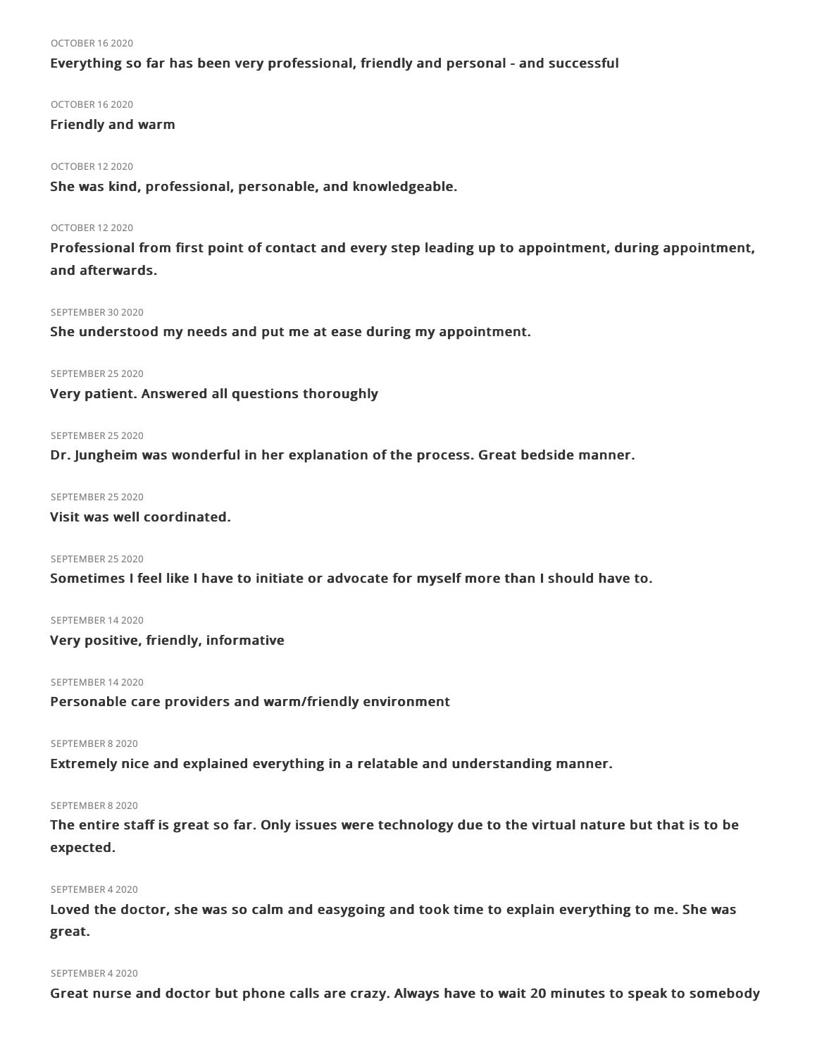OCTOBER 16 2020

**Everything so far has been very professional, friendly and personal - and successful**

OCTOBER 16 2020

**Friendly and warm**

OCTOBER 12 2020

**She was kind, professional, personable, and knowledgeable.**

OCTOBER 12 2020

**Professional from first point of contact and every step leading up to appointment, during appointment, and afterwards.**

SEPTEMBER 30 2020

**She understood my needs and put me at ease during my appointment.**

SEPTEMBER 25 2020

**Very patient. Answered all questions thoroughly**

SEPTEMBER 25 2020

**Dr. Jungheim was wonderful in her explanation of the process. Great bedside manner.**

SEPTEMBER 25 2020

**Visit was well coordinated.**

SEPTEMBER 25 2020

**Sometimes I feel like I have to initiate or advocate for myself more than I should have to.**

SEPTEMBER 14 2020

**Very positive, friendly, informative**

SEPTEMBER 14 2020

**Personable care providers and warm/friendly environment**

SEPTEMBER 8 2020

**Extremely nice and explained everything in a relatable and understanding manner.**

SEPTEMBER 8 2020

**The entire staff is great so far. Only issues were technology due to the virtual nature but that is to be expected.**

SEPTEMBER 4 2020

**Loved the doctor, she was so calm and easygoing and took time to explain everything to me. She was great.**

SEPTEMBER 4 2020

**Great nurse and doctor but phone calls are crazy. Always have to wait 20 minutes to speak to somebody**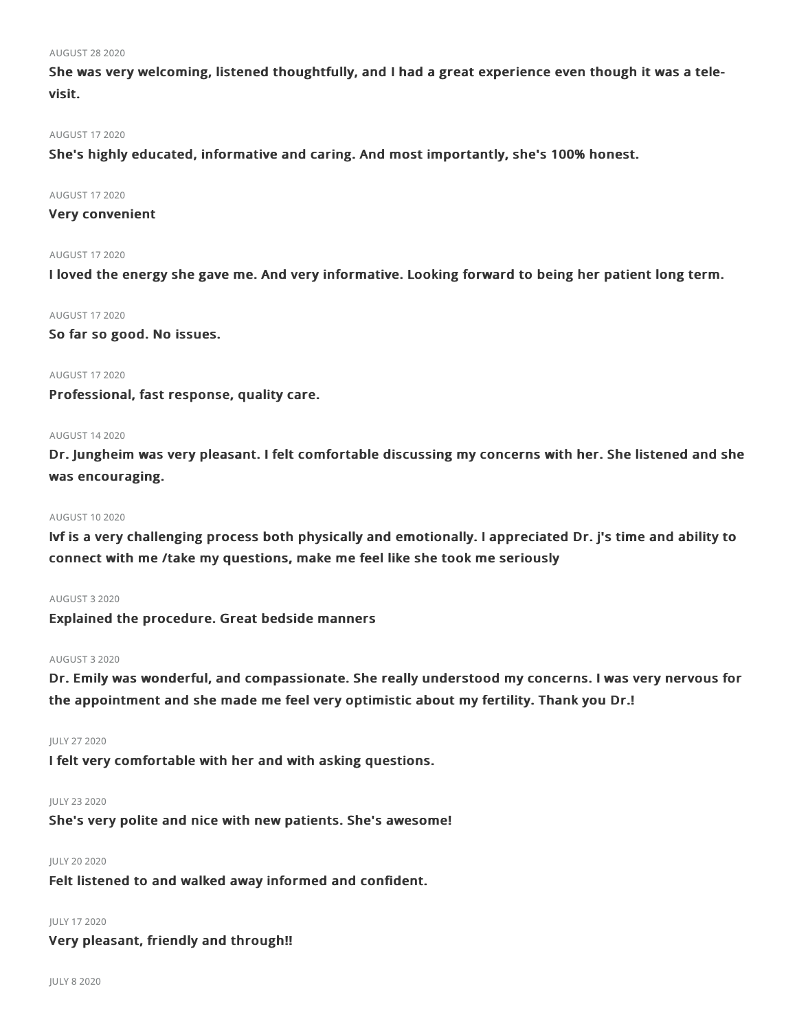AUGUST 28 2020

**She was very welcoming, listened thoughtfully, and I had a great experience even though it was a tele-visit.**

AUGUST 17 2020

**She's highly educated, informative and caring. And most importantly, she's 100% honest.**

AUGUST 17 2020

**Very convenient**

AUGUST 17 2020

**I loved the energy she gave me. And very informative. Looking forward to being her patient long term.**

AUGUST 17 2020

**So far so good. No issues.**

AUGUST 17 2020

**Professional, fast response, quality care.**

AUGUST 14 2020

**Dr. Jungheim was very pleasant. I felt comfortable discussing my concerns with her. She listened and she was encouraging.**

AUGUST 10 2020

**Ivf is a very challenging process both physically and emotionally. I appreciated Dr. j's time and ability to connect with me /take my questions, make me feel like she took me seriously**

AUGUST 3 2020

**Explained the procedure. Great bedside manners**

AUGUST 3 2020

**Dr. Emily was wonderful, and compassionate. She really understood my concerns. I was very nervous for the appointment and she made me feel very optimistic about my fertility. Thank you Dr.!**

JULY 27 2020

**I felt very comfortable with her and with asking questions.**

JULY 23 2020

**She's very polite and nice with new patients. She's awesome!**

JULY 20 2020

**Felt listened to and walked away informed and confident.**

JULY 17 2020

**Very pleasant, friendly and through!!**

JULY 8 2020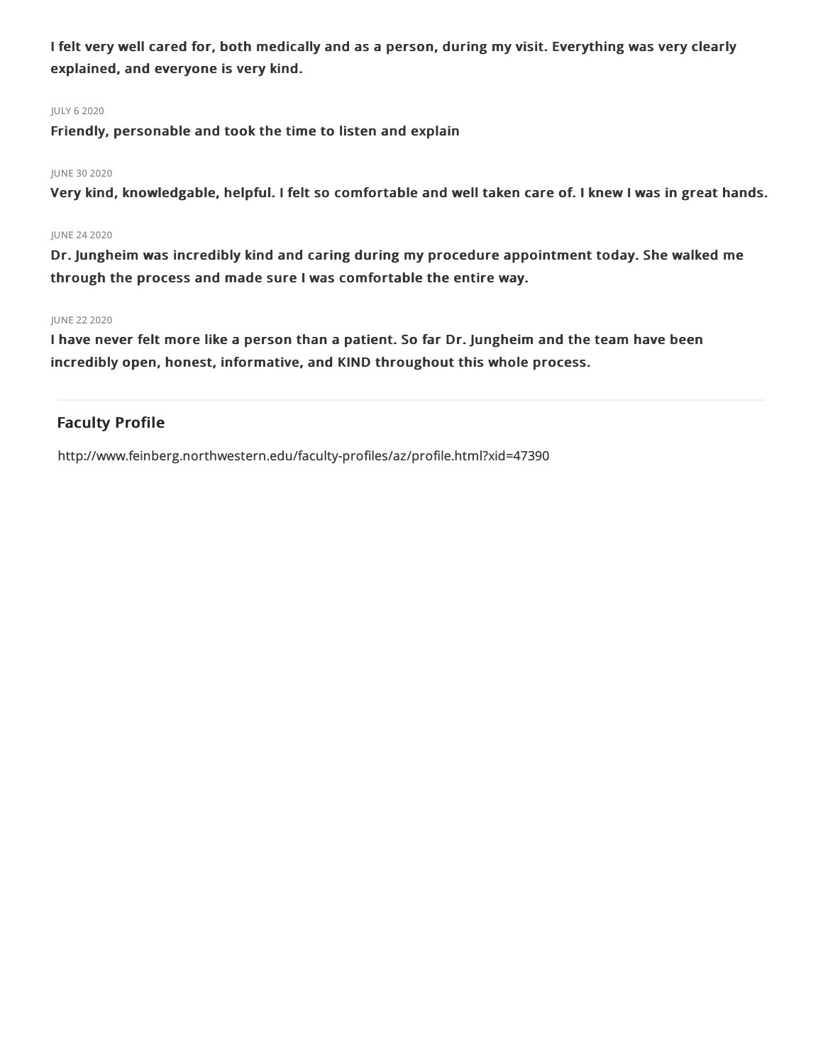**I felt very well cared for, both medically and as a person, during my visit. Everything was very clearly explained, and everyone is very kind.**

JULY 6 2020

**Friendly, personable and took the time to listen and explain**

JUNE 30 2020

**Very kind, knowledgable, helpful. I felt so comfortable and well taken care of. I knew I was in great hands.**

JUNE 24 2020

**Dr. Jungheim was incredibly kind and caring during my procedure appointment today. She walked me through the process and made sure I was comfortable the entire way.**

JUNE 22 2020

**I have never felt more like a person than a patient. So far Dr. Jungheim and the team have been incredibly open, honest, informative, and KIND throughout this whole process.**

## Faculty Profile

http://www.feinberg.northwestern.edu/faculty-profiles/az/profile.html?xid=47390